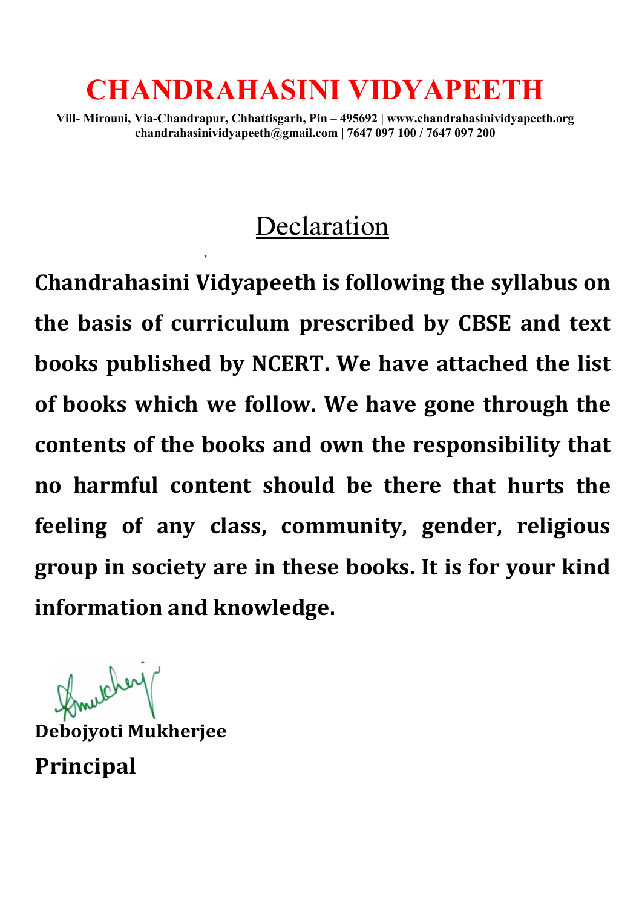# CHANDRAHASINI VIDYAPEETH

**Vill- Mirouni, Via-Chandrapur, Chhattisgarh, Pin – 495692 | www.chandrahasinividyapeeth.org**
**chandrahasinividyapeeth@gmail.com | 7647 097 100 / 7647 097 200**

## Declaration

**Chandrahasini Vidyapeeth is following the syllabus on the basis of curriculum prescribed by CBSE and text books published by NCERT. We have attached the list of books which we follow. We have gone through the contents of the books and own the responsibility that no harmful content should be there that hurts the feeling of any class, community, gender, religious group in society are in these books. It is for your kind information and knowledge.**

**Debojyoti Mukherjee**
**Principal**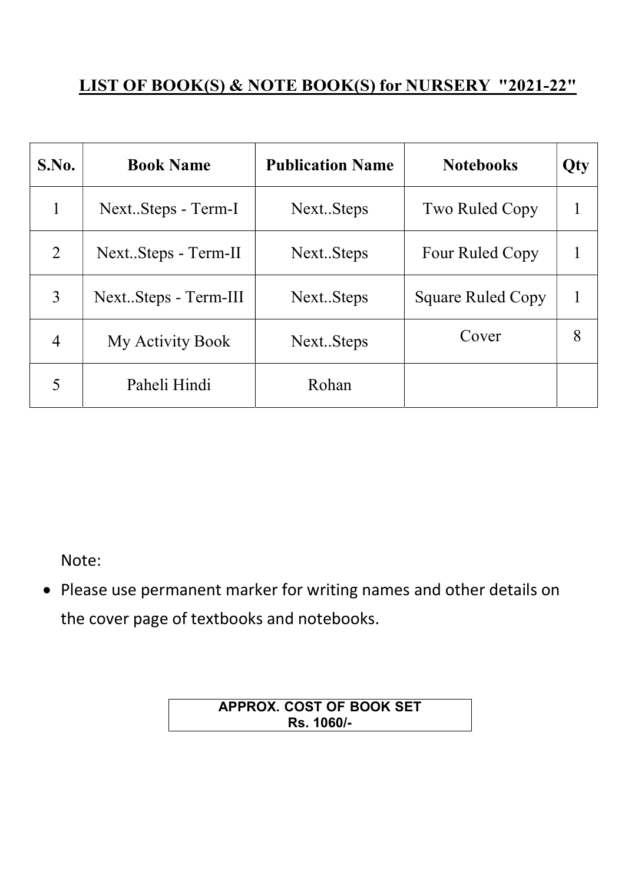## LIST OF BOOK(S) & NOTE BOOK(S) for NURSERY "2021-22"

| S.No. | Book Name | Publication Name | Notebooks | Qty |
|---|---|---|---|---|
| 1 | Next..Steps - Term-I | Next..Steps | Two Ruled Copy | 1 |
| 2 | Next..Steps - Term-II | Next..Steps | Four Ruled Copy | 1 |
| 3 | Next..Steps - Term-III | Next..Steps | Square Ruled Copy | 1 |
| 4 | My Activity Book | Next..Steps | Cover | 8 |
| 5 | Paheli Hindi | Rohan | | |

Note:

- Please use permanent marker for writing names and other details on the cover page of textbooks and notebooks.

| APPROX. COST OF BOOK SET Rs. 1060/- |
|---|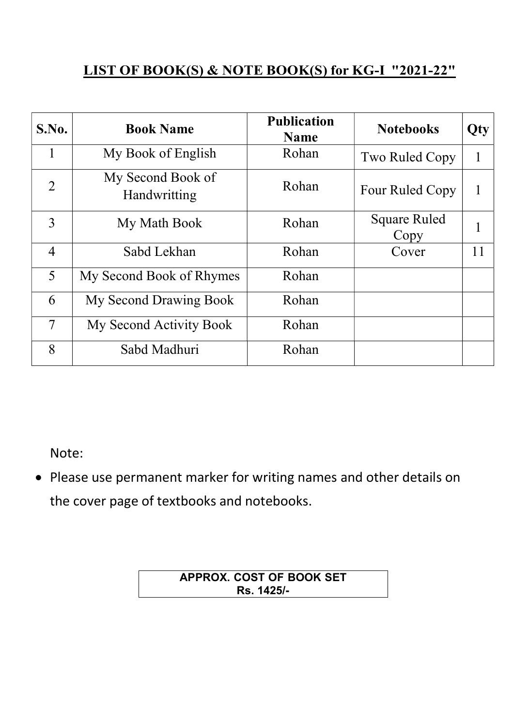## LIST OF BOOK(S) & NOTE BOOK(S) for KG-I "2021-22"

| S.No. | Book Name | Publication Name | Notebooks | Qty |
|---|---|---|---|---|
| 1 | My Book of English | Rohan | Two Ruled Copy | 1 |
| 2 | My Second Book of Handwritting | Rohan | Four Ruled Copy | 1 |
| 3 | My Math Book | Rohan | Square Ruled Copy | 1 |
| 4 | Sabd Lekhan | Rohan | Cover | 11 |
| 5 | My Second Book of Rhymes | Rohan | | |
| 6 | My Second Drawing Book | Rohan | | |
| 7 | My Second Activity Book | Rohan | | |
| 8 | Sabd Madhuri | Rohan | | |

Note:

- Please use permanent marker for writing names and other details on the cover page of textbooks and notebooks.

**APPROX. COST OF BOOK SET**
**Rs. 1425/-**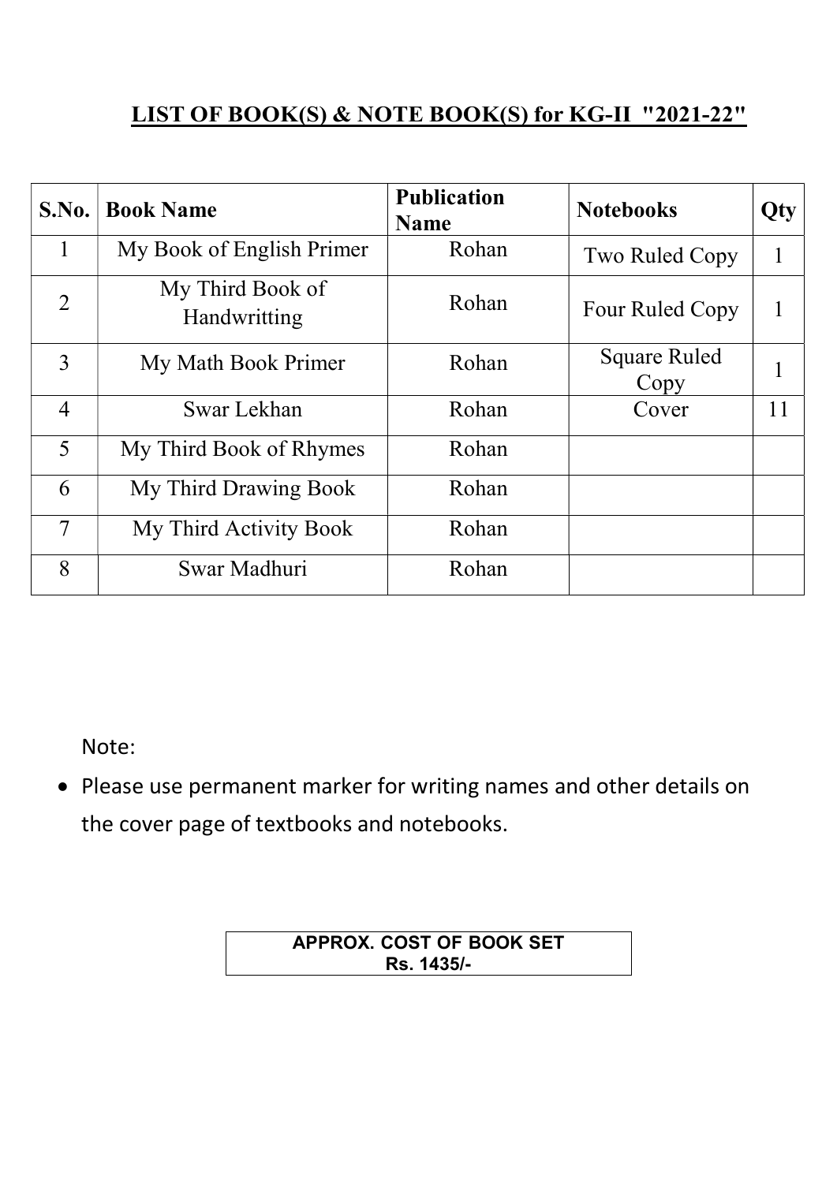## LIST OF BOOK(S) & NOTE BOOK(S) for KG-II "2021-22"

| S.No. | Book Name | Publication Name | Notebooks | Qty |
|---|---|---|---|---|
| 1 | My Book of English Primer | Rohan | Two Ruled Copy | 1 |
| 2 | My Third Book of Handwritting | Rohan | Four Ruled Copy | 1 |
| 3 | My Math Book Primer | Rohan | Square Ruled Copy | 1 |
| 4 | Swar Lekhan | Rohan | Cover | 11 |
| 5 | My Third Book of Rhymes | Rohan | | |
| 6 | My Third Drawing Book | Rohan | | |
| 7 | My Third Activity Book | Rohan | | |
| 8 | Swar Madhuri | Rohan | | |

Note:

- Please use permanent marker for writing names and other details on the cover page of textbooks and notebooks.

**APPROX. COST OF BOOK SET**
**Rs. 1435/-**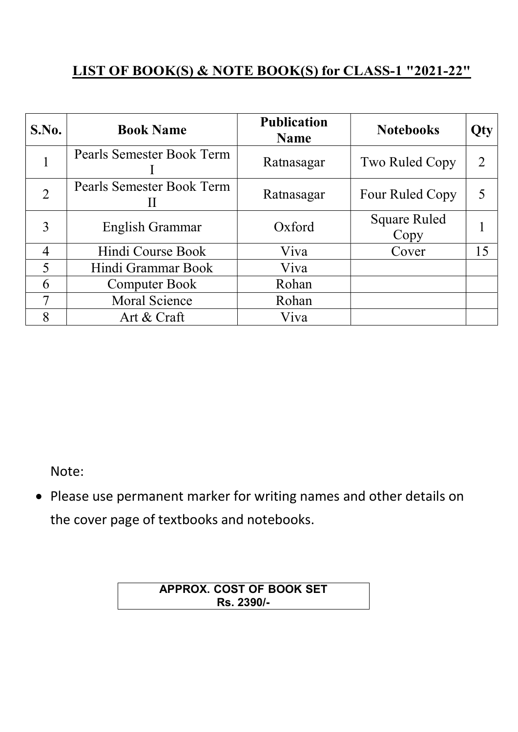## LIST OF BOOK(S) & NOTE BOOK(S) for CLASS-1 "2021-22"

| S.No. | Book Name | Publication Name | Notebooks | Qty |
|---|---|---|---|---|
| 1 | Pearls Semester Book Term I | Ratnasagar | Two Ruled Copy | 2 |
| 2 | Pearls Semester Book Term II | Ratnasagar | Four Ruled Copy | 5 |
| 3 | English Grammar | Oxford | Square Ruled Copy | 1 |
| 4 | Hindi Course Book | Viva | Cover | 15 |
| 5 | Hindi Grammar Book | Viva | | |
| 6 | Computer Book | Rohan | | |
| 7 | Moral Science | Rohan | | |
| 8 | Art & Craft | Viva | | |

Note:

- Please use permanent marker for writing names and other details on the cover page of textbooks and notebooks.

**APPROX. COST OF BOOK SET**
**Rs. 2390/-**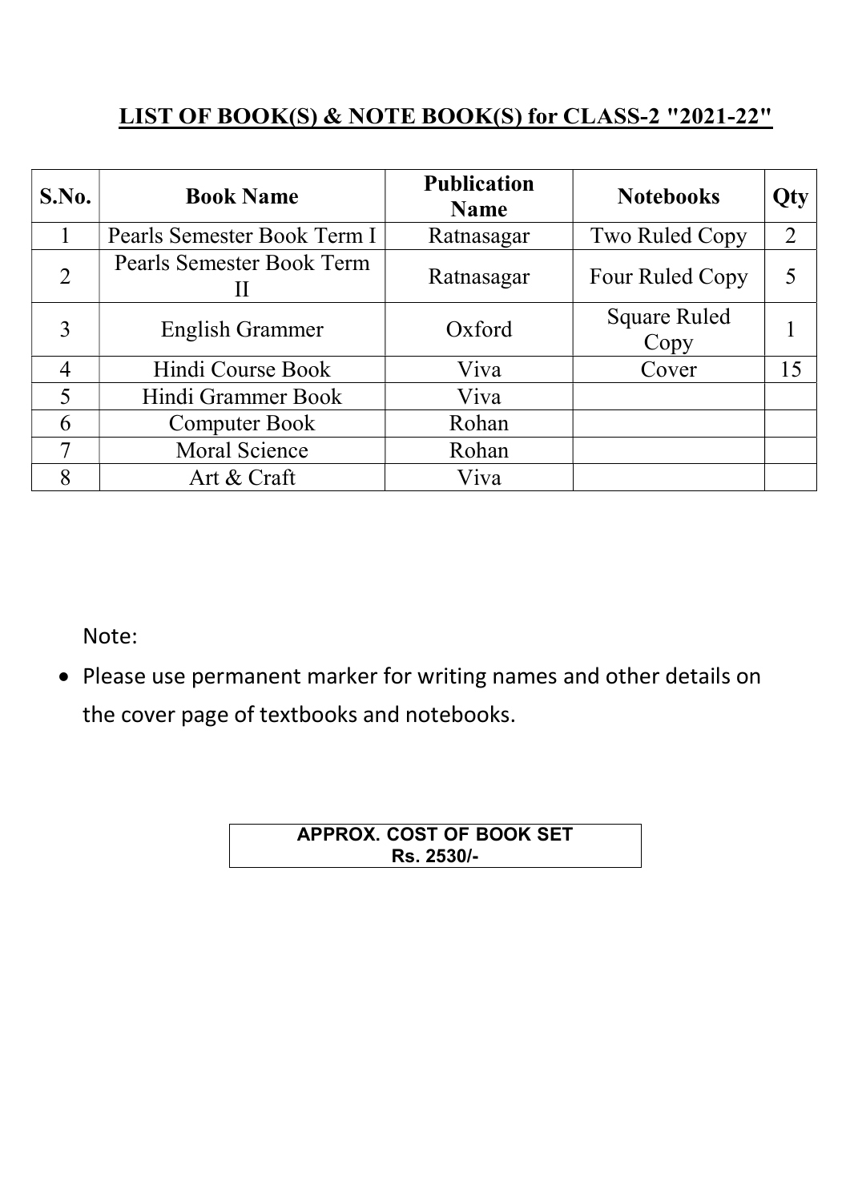## LIST OF BOOK(S) & NOTE BOOK(S) for CLASS-2 "2021-22"

| S.No. | Book Name | Publication Name | Notebooks | Qty |
|---|---|---|---|---|
| 1 | Pearls Semester Book Term I | Ratnasagar | Two Ruled Copy | 2 |
| 2 | Pearls Semester Book Term II | Ratnasagar | Four Ruled Copy | 5 |
| 3 | English Grammer | Oxford | Square Ruled Copy | 1 |
| 4 | Hindi Course Book | Viva | Cover | 15 |
| 5 | Hindi Grammer Book | Viva | | |
| 6 | Computer Book | Rohan | | |
| 7 | Moral Science | Rohan | | |
| 8 | Art & Craft | Viva | | |

Note:

- Please use permanent marker for writing names and other details on the cover page of textbooks and notebooks.

| APPROX. COST OF BOOK SET Rs. 2530/- |
|---|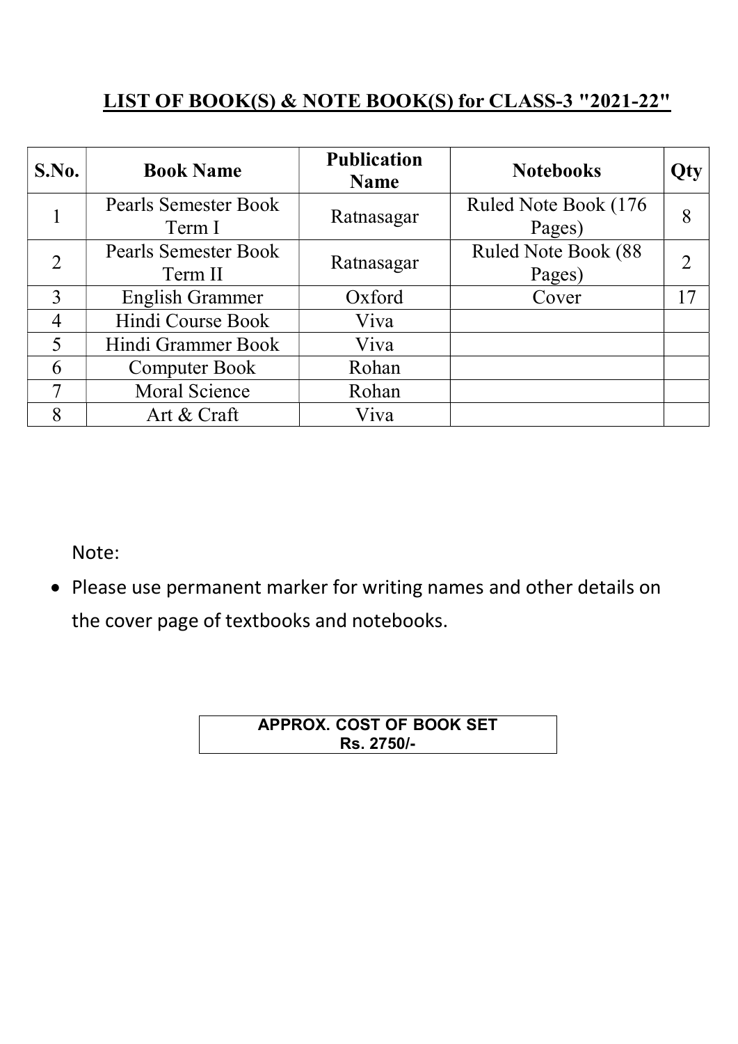## LIST OF BOOK(S) & NOTE BOOK(S) for CLASS-3 "2021-22"

| S.No. | Book Name | Publication Name | Notebooks | Qty |
|---|---|---|---|---|
| 1 | Pearls Semester Book Term I | Ratnasagar | Ruled Note Book (176 Pages) | 8 |
| 2 | Pearls Semester Book Term II | Ratnasagar | Ruled Note Book (88 Pages) | 2 |
| 3 | English Grammer | Oxford | Cover | 17 |
| 4 | Hindi Course Book | Viva | | |
| 5 | Hindi Grammer Book | Viva | | |
| 6 | Computer Book | Rohan | | |
| 7 | Moral Science | Rohan | | |
| 8 | Art & Craft | Viva | | |

Note:

- Please use permanent marker for writing names and other details on the cover page of textbooks and notebooks.

**APPROX. COST OF BOOK SET**
**Rs. 2750/-**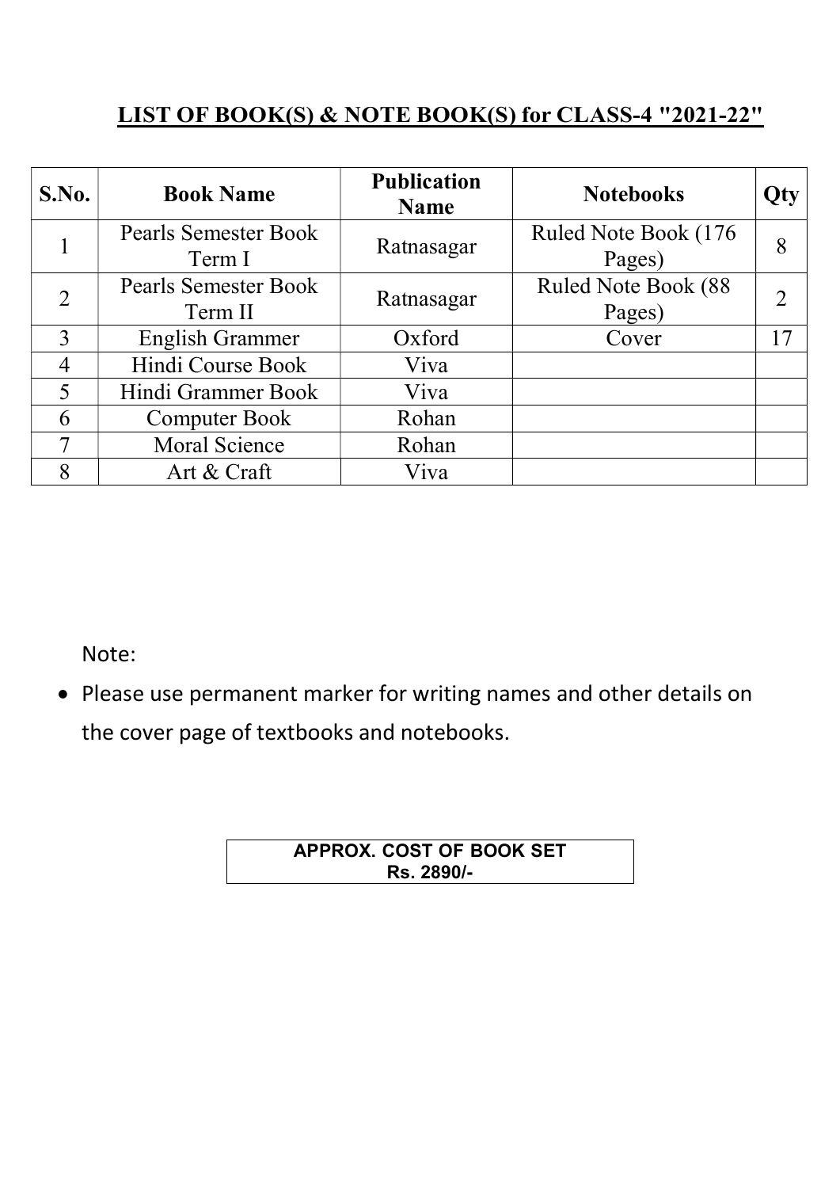## LIST OF BOOK(S) & NOTE BOOK(S) for CLASS-4 "2021-22"

| S.No. | Book Name | Publication Name | Notebooks | Qty |
|---|---|---|---|---|
| 1 | Pearls Semester Book Term I | Ratnasagar | Ruled Note Book (176 Pages) | 8 |
| 2 | Pearls Semester Book Term II | Ratnasagar | Ruled Note Book (88 Pages) | 2 |
| 3 | English Grammer | Oxford | Cover | 17 |
| 4 | Hindi Course Book | Viva | | |
| 5 | Hindi Grammer Book | Viva | | |
| 6 | Computer Book | Rohan | | |
| 7 | Moral Science | Rohan | | |
| 8 | Art & Craft | Viva | | |

Note:

- Please use permanent marker for writing names and other details on the cover page of textbooks and notebooks.

**APPROX. COST OF BOOK SET**
**Rs. 2890/-**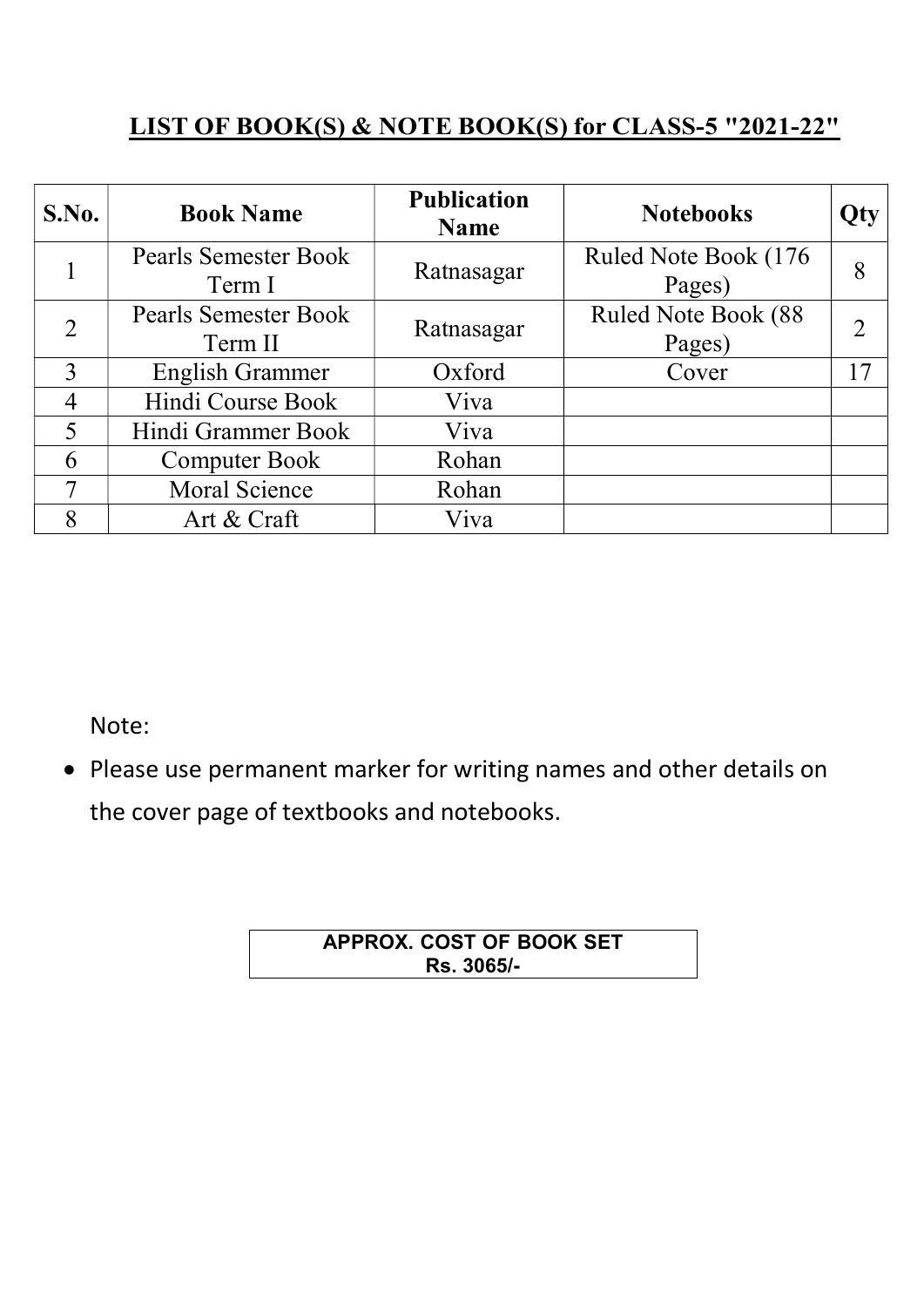## LIST OF BOOK(S) & NOTE BOOK(S) for CLASS-5 "2021-22"

| S.No. | Book Name | Publication Name | Notebooks | Qty |
|---|---|---|---|---|
| 1 | Pearls Semester Book Term I | Ratnasagar | Ruled Note Book (176 Pages) | 8 |
| 2 | Pearls Semester Book Term II | Ratnasagar | Ruled Note Book (88 Pages) | 2 |
| 3 | English Grammer | Oxford | Cover | 17 |
| 4 | Hindi Course Book | Viva | | |
| 5 | Hindi Grammer Book | Viva | | |
| 6 | Computer Book | Rohan | | |
| 7 | Moral Science | Rohan | | |
| 8 | Art & Craft | Viva | | |

Note:

- Please use permanent marker for writing names and other details on the cover page of textbooks and notebooks.

**APPROX. COST OF BOOK SET**
**Rs. 3065/-**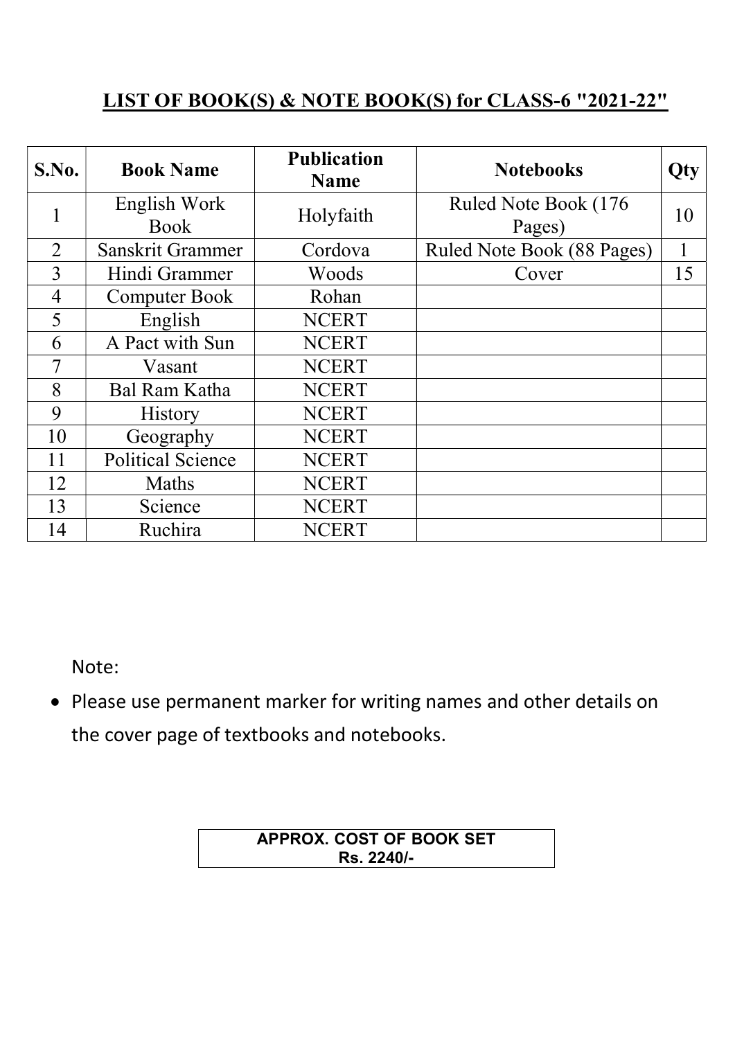## LIST OF BOOK(S) & NOTE BOOK(S) for CLASS-6 "2021-22"

| S.No. | Book Name | Publication Name | Notebooks | Qty |
|---|---|---|---|---|
| 1 | English Work Book | Holyfaith | Ruled Note Book (176 Pages) | 10 |
| 2 | Sanskrit Grammer | Cordova | Ruled Note Book (88 Pages) | 1 |
| 3 | Hindi Grammer | Woods | Cover | 15 |
| 4 | Computer Book | Rohan | | |
| 5 | English | NCERT | | |
| 6 | A Pact with Sun | NCERT | | |
| 7 | Vasant | NCERT | | |
| 8 | Bal Ram Katha | NCERT | | |
| 9 | History | NCERT | | |
| 10 | Geography | NCERT | | |
| 11 | Political Science | NCERT | | |
| 12 | Maths | NCERT | | |
| 13 | Science | NCERT | | |
| 14 | Ruchira | NCERT | | |

Note:

- Please use permanent marker for writing names and other details on the cover page of textbooks and notebooks.

| APPROX. COST OF BOOK SET Rs. 2240/- |
|---|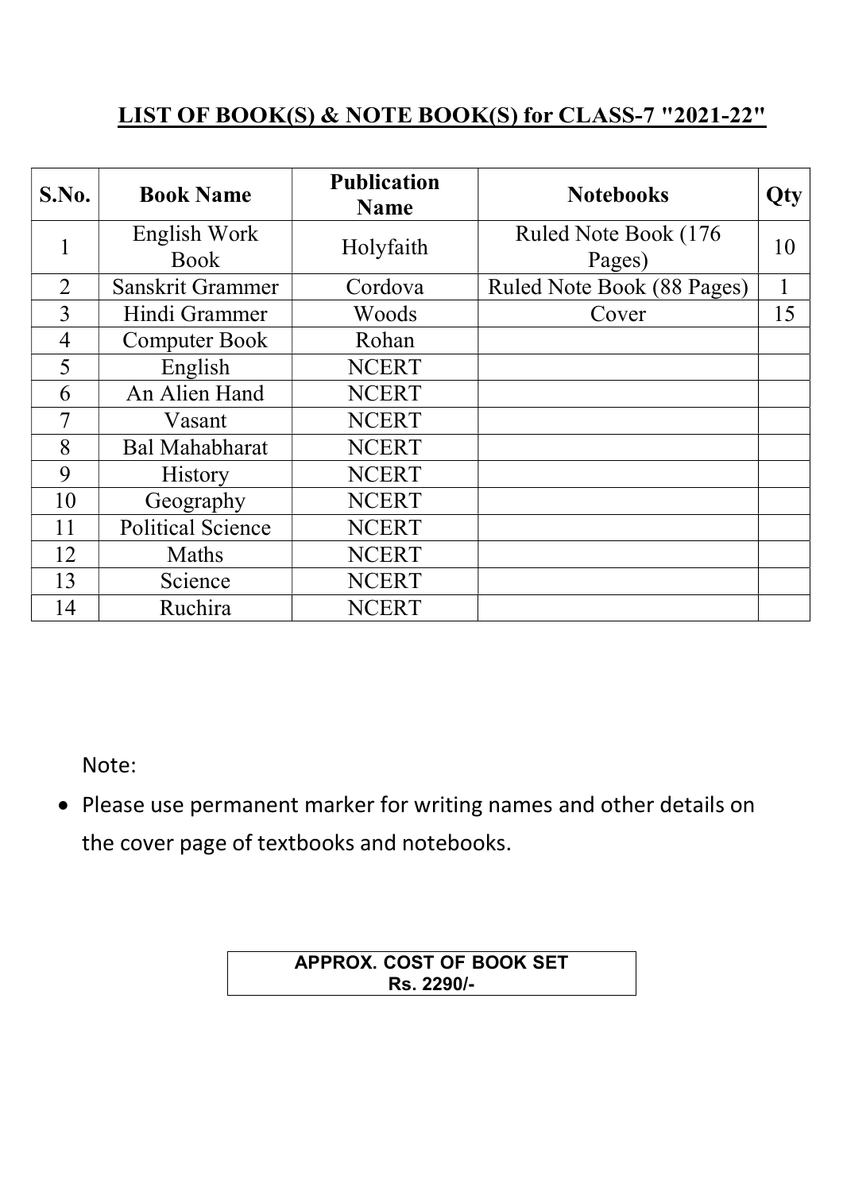## LIST OF BOOK(S) & NOTE BOOK(S) for CLASS-7 "2021-22"

| S.No. | Book Name | Publication Name | Notebooks | Qty |
|---|---|---|---|---|
| 1 | English Work Book | Holyfaith | Ruled Note Book (176 Pages) | 10 |
| 2 | Sanskrit Grammer | Cordova | Ruled Note Book (88 Pages) | 1 |
| 3 | Hindi Grammer | Woods | Cover | 15 |
| 4 | Computer Book | Rohan | | |
| 5 | English | NCERT | | |
| 6 | An Alien Hand | NCERT | | |
| 7 | Vasant | NCERT | | |
| 8 | Bal Mahabharat | NCERT | | |
| 9 | History | NCERT | | |
| 10 | Geography | NCERT | | |
| 11 | Political Science | NCERT | | |
| 12 | Maths | NCERT | | |
| 13 | Science | NCERT | | |
| 14 | Ruchira | NCERT | | |

Note:

- Please use permanent marker for writing names and other details on the cover page of textbooks and notebooks.

| APPROX. COST OF BOOK SET |
|---|
| Rs. 2290/- |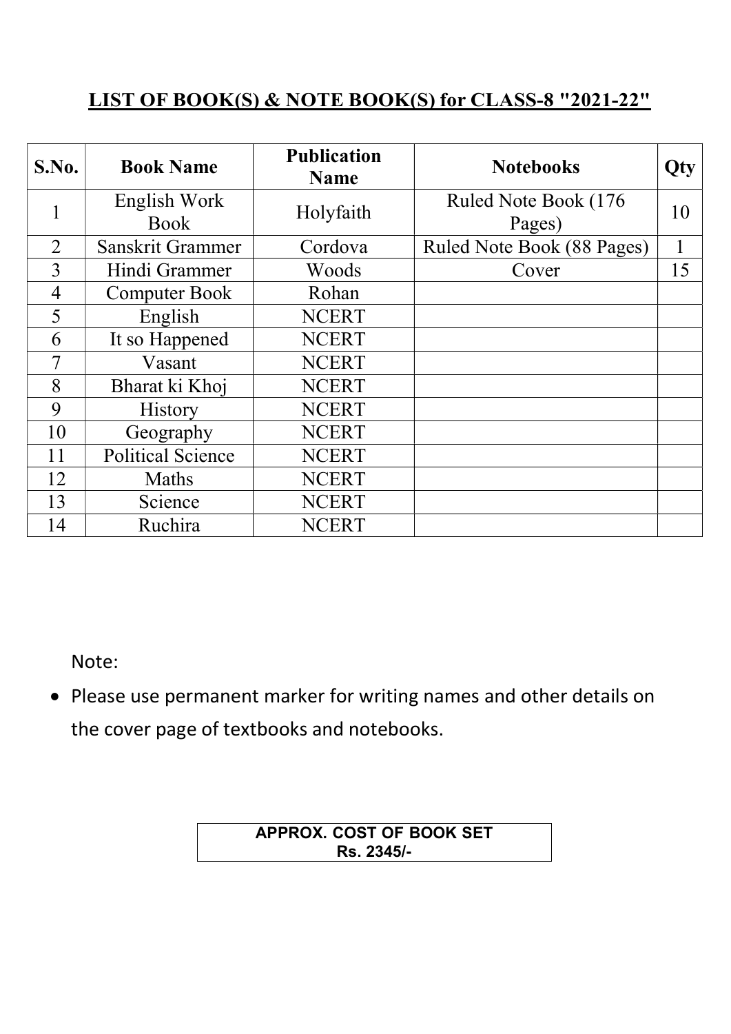## LIST OF BOOK(S) & NOTE BOOK(S) for CLASS-8 "2021-22"

| S.No. | Book Name | Publication Name | Notebooks | Qty |
|---|---|---|---|---|
| 1 | English Work Book | Holyfaith | Ruled Note Book (176 Pages) | 10 |
| 2 | Sanskrit Grammer | Cordova | Ruled Note Book (88 Pages) | 1 |
| 3 | Hindi Grammer | Woods | Cover | 15 |
| 4 | Computer Book | Rohan | | |
| 5 | English | NCERT | | |
| 6 | It so Happened | NCERT | | |
| 7 | Vasant | NCERT | | |
| 8 | Bharat ki Khoj | NCERT | | |
| 9 | History | NCERT | | |
| 10 | Geography | NCERT | | |
| 11 | Political Science | NCERT | | |
| 12 | Maths | NCERT | | |
| 13 | Science | NCERT | | |
| 14 | Ruchira | NCERT | | |

Note:

- Please use permanent marker for writing names and other details on the cover page of textbooks and notebooks.

**APPROX. COST OF BOOK SET**
**Rs. 2345/-**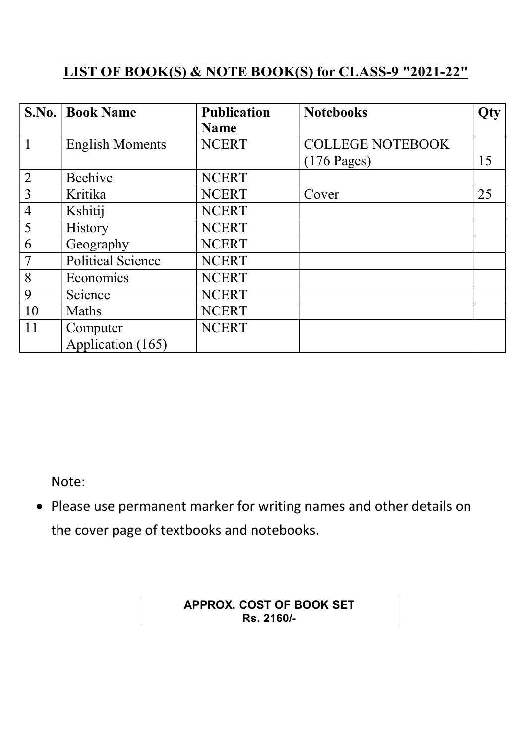## LIST OF BOOK(S) & NOTE BOOK(S) for CLASS-9 "2021-22"

| S.No. | Book Name | Publication Name | Notebooks | Qty |
|---|---|---|---|---|
| 1 | English Moments | NCERT | COLLEGE NOTEBOOK (176 Pages) | 15 |
| 2 | Beehive | NCERT | | |
| 3 | Kritika | NCERT | Cover | 25 |
| 4 | Kshitij | NCERT | | |
| 5 | History | NCERT | | |
| 6 | Geography | NCERT | | |
| 7 | Political Science | NCERT | | |
| 8 | Economics | NCERT | | |
| 9 | Science | NCERT | | |
| 10 | Maths | NCERT | | |
| 11 | Computer Application (165) | NCERT | | |

Note:

- Please use permanent marker for writing names and other details on the cover page of textbooks and notebooks.

**APPROX. COST OF BOOK SET**
**Rs. 2160/-**